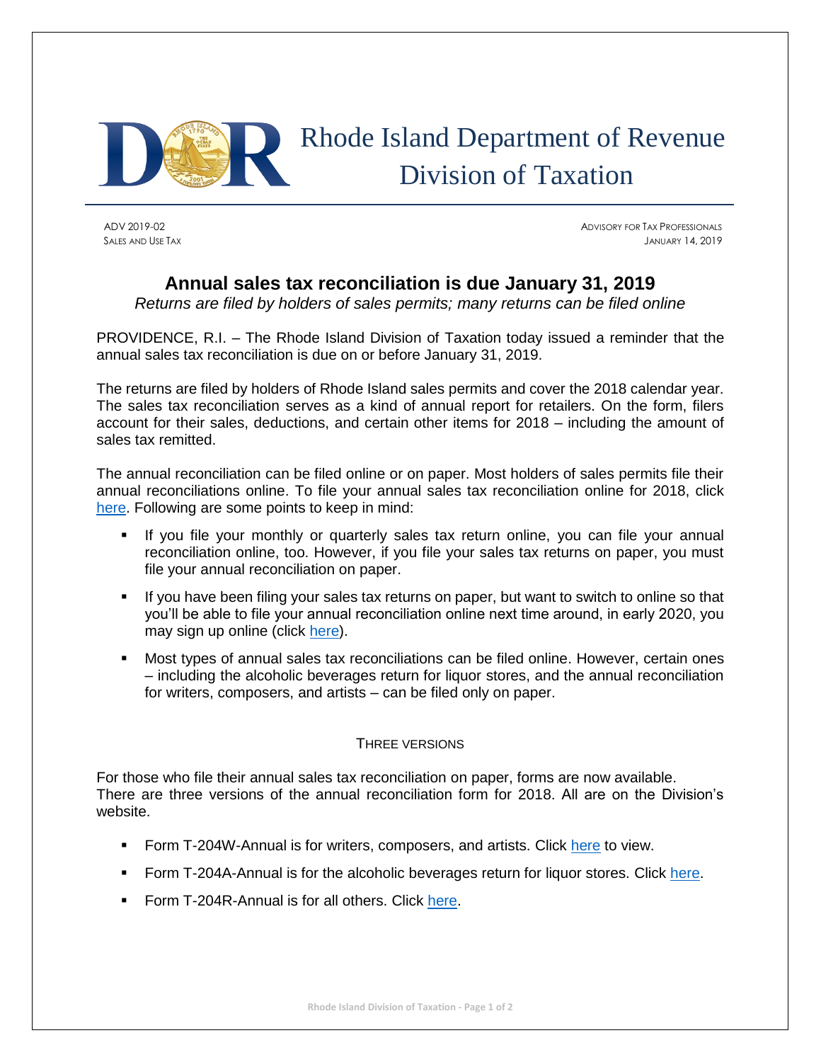Rhode Island Department of Revenue
Division of Taxation

ADV 2019-02
SALES AND USE TAX

ADVISORY FOR TAX PROFESSIONALS
JANUARY 14, 2019

# Annual sales tax reconciliation is due January 31, 2019

*Returns are filed by holders of sales permits; many returns can be filed online*

PROVIDENCE, R.I. – The Rhode Island Division of Taxation today issued a reminder that the annual sales tax reconciliation is due on or before January 31, 2019.

The returns are filed by holders of Rhode Island sales permits and cover the 2018 calendar year. The sales tax reconciliation serves as a kind of annual report for retailers. On the form, filers account for their sales, deductions, and certain other items for 2018 – including the amount of sales tax remitted.

The annual reconciliation can be filed online or on paper. Most holders of sales permits file their annual reconciliations online. To file your annual sales tax reconciliation online for 2018, click here. Following are some points to keep in mind:

- If you file your monthly or quarterly sales tax return online, you can file your annual reconciliation online, too. However, if you file your sales tax returns on paper, you must file your annual reconciliation on paper.
- If you have been filing your sales tax returns on paper, but want to switch to online so that you'll be able to file your annual reconciliation online next time around, in early 2020, you may sign up online (click here).
- Most types of annual sales tax reconciliations can be filed online. However, certain ones – including the alcoholic beverages return for liquor stores, and the annual reconciliation for writers, composers, and artists – can be filed only on paper.

## THREE VERSIONS

For those who file their annual sales tax reconciliation on paper, forms are now available. There are three versions of the annual reconciliation form for 2018. All are on the Division's website.

- Form T-204W-Annual is for writers, composers, and artists. Click here to view.
- Form T-204A-Annual is for the alcoholic beverages return for liquor stores. Click here.
- Form T-204R-Annual is for all others. Click here.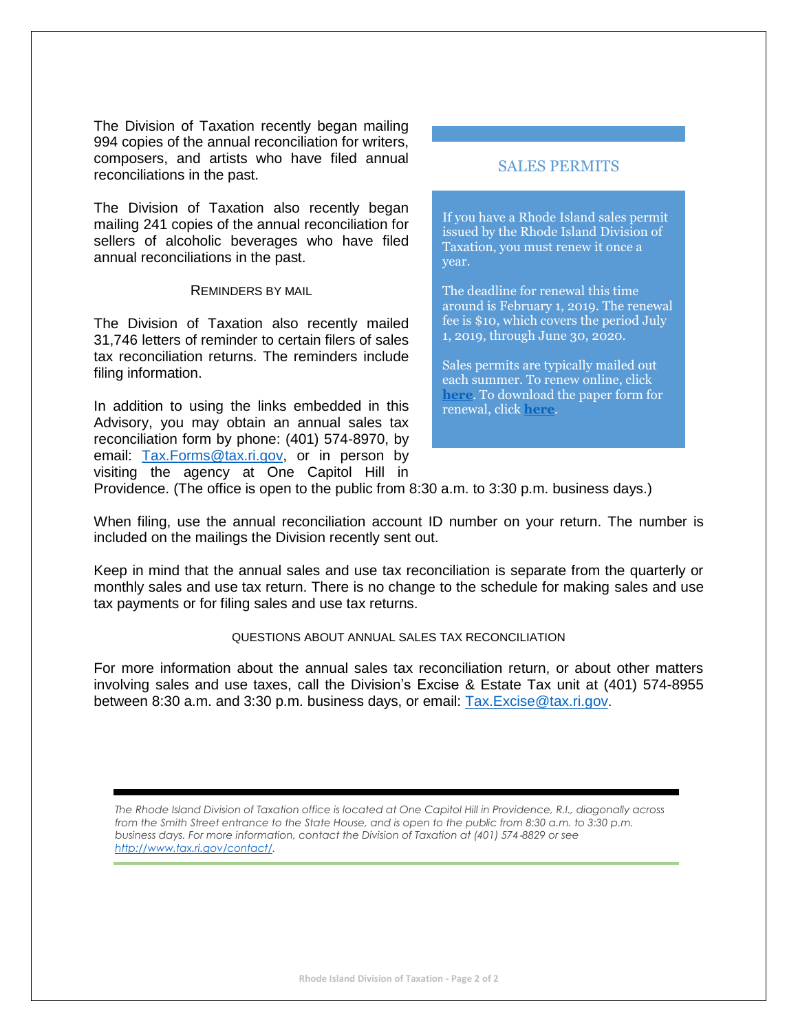The Division of Taxation recently began mailing 994 copies of the annual reconciliation for writers, composers, and artists who have filed annual reconciliations in the past.

The Division of Taxation also recently began mailing 241 copies of the annual reconciliation for sellers of alcoholic beverages who have filed annual reconciliations in the past.

### REMINDERS BY MAIL

The Division of Taxation also recently mailed 31,746 letters of reminder to certain filers of sales tax reconciliation returns. The reminders include filing information.

In addition to using the links embedded in this Advisory, you may obtain an annual sales tax reconciliation form by phone: (401) 574-8970, by email: [Tax.Forms@tax.ri.gov](mailto:Tax.Forms@tax.ri.gov), or in person by visiting the agency at One Capitol Hill in Providence. (The office is open to the public from 8:30 a.m. to 3:30 p.m. business days.)

When filing, use the annual reconciliation account ID number on your return. The number is included on the mailings the Division recently sent out.

Keep in mind that the annual sales and use tax reconciliation is separate from the quarterly or monthly sales and use tax return. There is no change to the schedule for making sales and use tax payments or for filing sales and use tax returns.

### QUESTIONS ABOUT ANNUAL SALES TAX RECONCILIATION

For more information about the annual sales tax reconciliation return, or about other matters involving sales and use taxes, call the Division's Excise & Estate Tax unit at (401) 574-8955 between 8:30 a.m. and 3:30 p.m. business days, or email: [Tax.Excise@tax.ri.gov](mailto:Tax.Excise@tax.ri.gov).

## SALES PERMITS

If you have a Rhode Island sales permit issued by the Rhode Island Division of Taxation, you must renew it once a year.

The deadline for renewal this time around is February 1, 2019. The renewal fee is $10, which covers the period July 1, 2019, through June 30, 2020.

Sales permits are typically mailed out each summer. To renew online, click **here**. To download the paper form for renewal, click **here**.

---

*The Rhode Island Division of Taxation office is located at One Capitol Hill in Providence, R.I., diagonally across from the Smith Street entrance to the State House, and is open to the public from 8:30 a.m. to 3:30 p.m. business days. For more information, contact the Division of Taxation at (401) 574-8829 or see [http://www.tax.ri.gov/contact/](http://www.tax.ri.gov/contact/).*